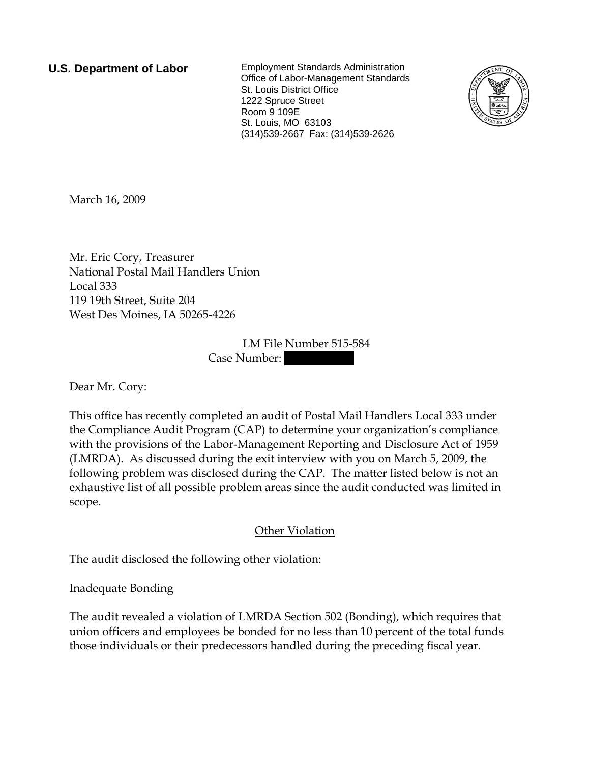**U.S. Department of Labor**

Employment Standards Administration
Office of Labor-Management Standards
St. Louis District Office
1222 Spruce Street
Room 9 109E
St. Louis, MO 63103
(314)539-2667 Fax: (314)539-2626

March 16, 2009

Mr. Eric Cory, Treasurer
National Postal Mail Handlers Union
Local 333
119 19th Street, Suite 204
West Des Moines, IA 50265-4226

LM File Number 515-584
Case Number: 

Dear Mr. Cory:

This office has recently completed an audit of Postal Mail Handlers Local 333 under the Compliance Audit Program (CAP) to determine your organization's compliance with the provisions of the Labor-Management Reporting and Disclosure Act of 1959 (LMRDA). As discussed during the exit interview with you on March 5, 2009, the following problem was disclosed during the CAP. The matter listed below is not an exhaustive list of all possible problem areas since the audit conducted was limited in scope.

## Other Violation

The audit disclosed the following other violation:

Inadequate Bonding

The audit revealed a violation of LMRDA Section 502 (Bonding), which requires that union officers and employees be bonded for no less than 10 percent of the total funds those individuals or their predecessors handled during the preceding fiscal year.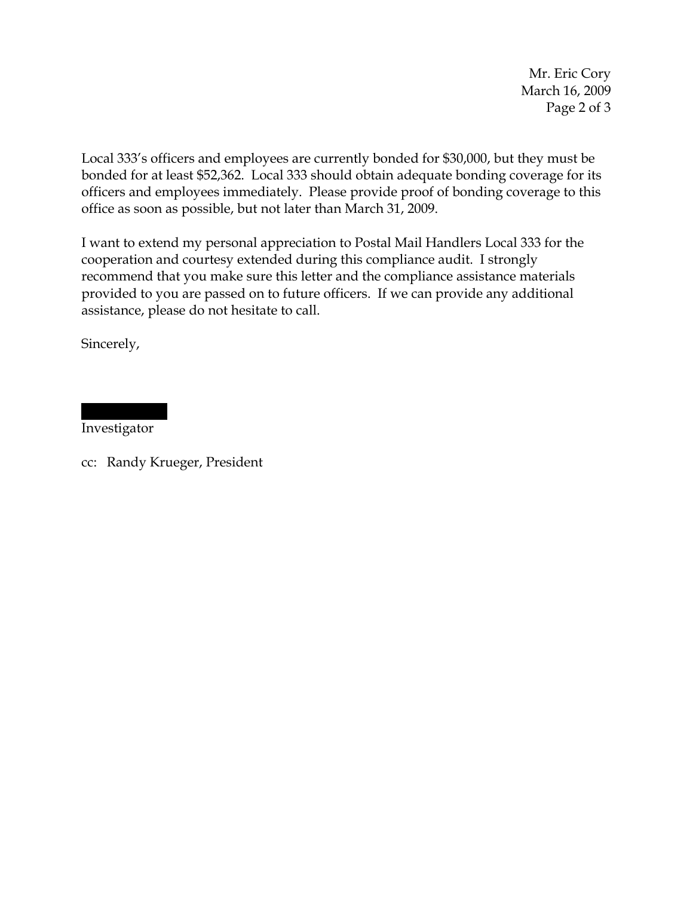Local 333's officers and employees are currently bonded for $30,000, but they must be bonded for at least $52,362. Local 333 should obtain adequate bonding coverage for its officers and employees immediately. Please provide proof of bonding coverage to this office as soon as possible, but not later than March 31, 2009.

I want to extend my personal appreciation to Postal Mail Handlers Local 333 for the cooperation and courtesy extended during this compliance audit. I strongly recommend that you make sure this letter and the compliance assistance materials provided to you are passed on to future officers. If we can provide any additional assistance, please do not hesitate to call.

Sincerely,

Investigator

cc: Randy Krueger, President